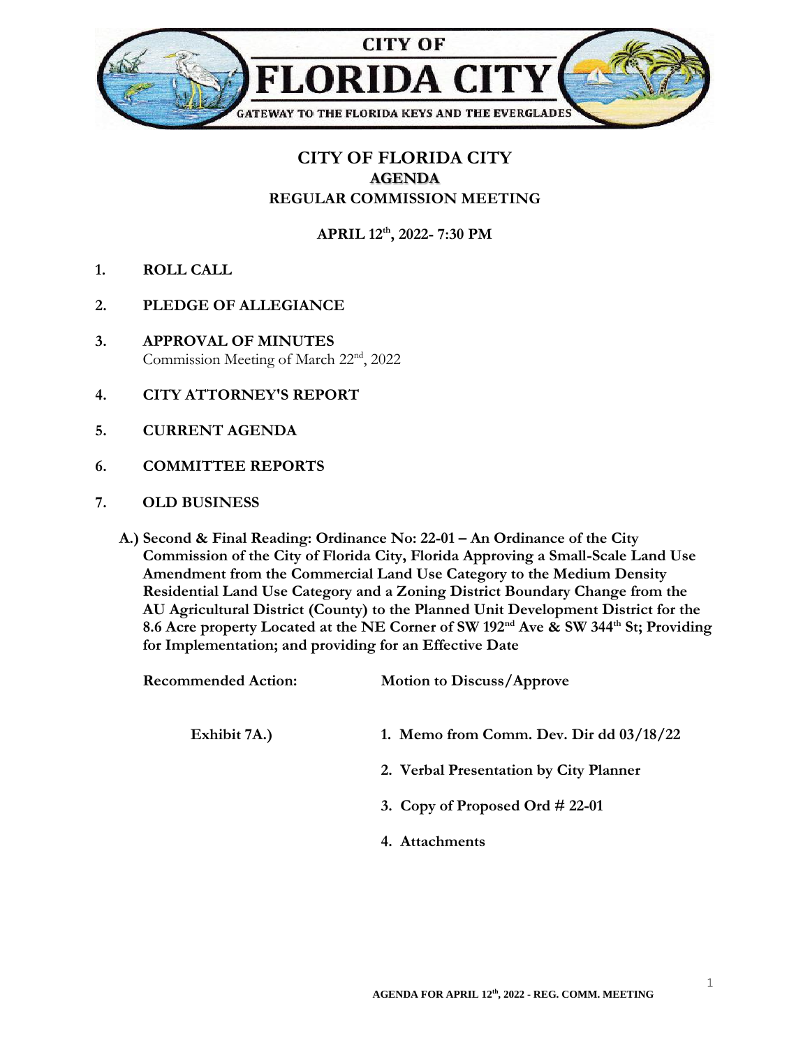# CITY OF FLORIDA CITY
## AGENDA
## REGULAR COMMISSION MEETING

**APRIL 12th, 2022- 7:30 PM**

1. **ROLL CALL**

2. **PLEDGE OF ALLEGIANCE**

3. **APPROVAL OF MINUTES**
   Commission Meeting of March 22nd, 2022

4. **CITY ATTORNEY'S REPORT**

5. **CURRENT AGENDA**

6. **COMMITTEE REPORTS**

7. **OLD BUSINESS**

**A.) Second & Final Reading: Ordinance No: 22-01 – An Ordinance of the City Commission of the City of Florida City, Florida Approving a Small-Scale Land Use Amendment from the Commercial Land Use Category to the Medium Density Residential Land Use Category and a Zoning District Boundary Change from the AU Agricultural District (County) to the Planned Unit Development District for the 8.6 Acre property Located at the NE Corner of SW 192nd Ave & SW 344th St; Providing for Implementation; and providing for an Effective Date**

**Recommended Action:** **Motion to Discuss/Approve**

**Exhibit 7A.)**

1. **Memo from Comm. Dev. Dir dd 03/18/22**
2. **Verbal Presentation by City Planner**
3. **Copy of Proposed Ord # 22-01**
4. **Attachments**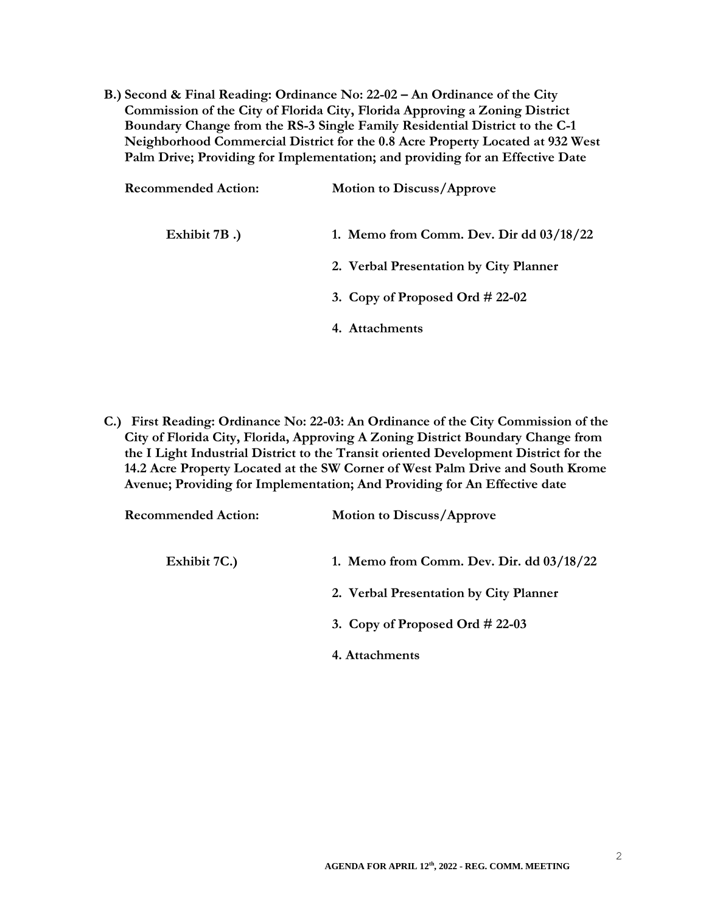**B.) Second & Final Reading: Ordinance No: 22-02 – An Ordinance of the City Commission of the City of Florida City, Florida Approving a Zoning District Boundary Change from the RS-3 Single Family Residential District to the C-1 Neighborhood Commercial District for the 0.8 Acre Property Located at 932 West Palm Drive; Providing for Implementation; and providing for an Effective Date**

**Recommended Action:** **Motion to Discuss/Approve**

**Exhibit 7B .)**

1. **Memo from Comm. Dev. Dir dd 03/18/22**
2. **Verbal Presentation by City Planner**
3. **Copy of Proposed Ord # 22-02**
4. **Attachments**

**C.) First Reading: Ordinance No: 22-03: An Ordinance of the City Commission of the City of Florida City, Florida, Approving A Zoning District Boundary Change from the I Light Industrial District to the Transit oriented Development District for the 14.2 Acre Property Located at the SW Corner of West Palm Drive and South Krome Avenue; Providing for Implementation; And Providing for An Effective date**

**Recommended Action:** **Motion to Discuss/Approve**

**Exhibit 7C.)**

1. **Memo from Comm. Dev. Dir. dd 03/18/22**
2. **Verbal Presentation by City Planner**
3. **Copy of Proposed Ord # 22-03**
4. **Attachments**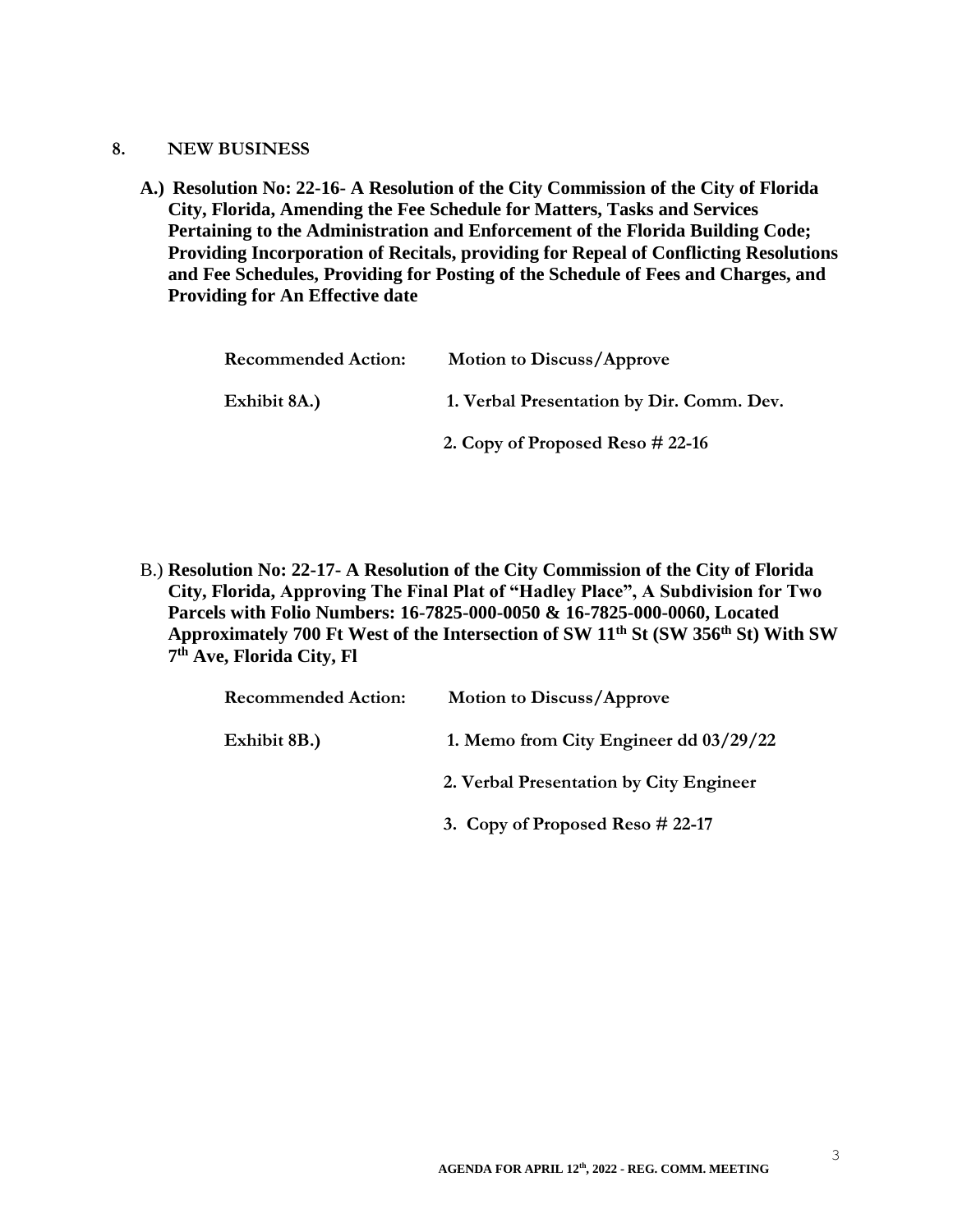## 8. NEW BUSINESS

**A.) Resolution No: 22-16- A Resolution of the City Commission of the City of Florida City, Florida, Amending the Fee Schedule for Matters, Tasks and Services Pertaining to the Administration and Enforcement of the Florida Building Code; Providing Incorporation of Recitals, providing for Repeal of Conflicting Resolutions and Fee Schedules, Providing for Posting of the Schedule of Fees and Charges, and Providing for An Effective date**

**Recommended Action:** **Motion to Discuss/Approve**

**Exhibit 8A.)**
**1. Verbal Presentation by Dir. Comm. Dev.**
**2. Copy of Proposed Reso # 22-16**

B.) **Resolution No: 22-17- A Resolution of the City Commission of the City of Florida City, Florida, Approving The Final Plat of "Hadley Place", A Subdivision for Two Parcels with Folio Numbers: 16-7825-000-0050 & 16-7825-000-0060, Located Approximately 700 Ft West of the Intersection of SW 11th St (SW 356th St) With SW 7th Ave, Florida City, Fl**

**Recommended Action:** **Motion to Discuss/Approve**

**Exhibit 8B.)**
**1. Memo from City Engineer dd 03/29/22**
**2. Verbal Presentation by City Engineer**
**3. Copy of Proposed Reso # 22-17**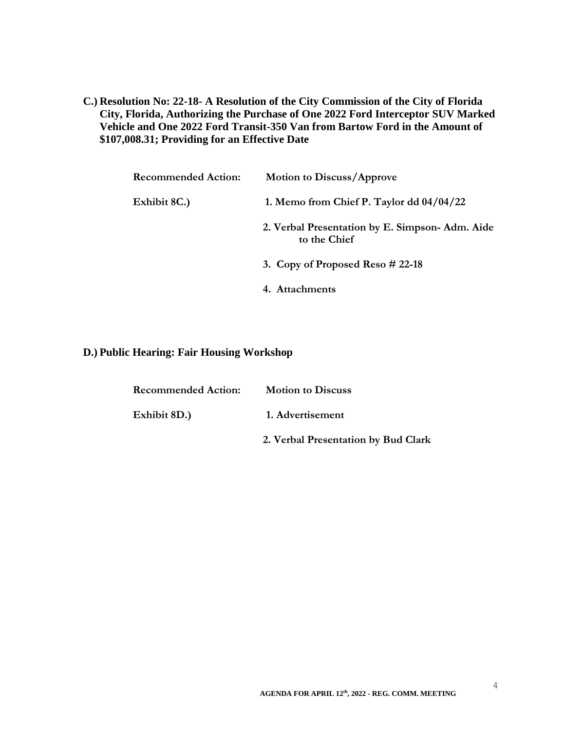**C.) Resolution No: 22-18- A Resolution of the City Commission of the City of Florida City, Florida, Authorizing the Purchase of One 2022 Ford Interceptor SUV Marked Vehicle and One 2022 Ford Transit-350 Van from Bartow Ford in the Amount of $107,008.31; Providing for an Effective Date**

**Recommended Action:** **Motion to Discuss/Approve**

**Exhibit 8C.)**

1. **Memo from Chief P. Taylor dd 04/04/22**
2. **Verbal Presentation by E. Simpson- Adm. Aide to the Chief**
3. **Copy of Proposed Reso # 22-18**
4. **Attachments**

**D.) Public Hearing: Fair Housing Workshop**

**Recommended Action:** **Motion to Discuss**

**Exhibit 8D.)**

1. **Advertisement**
2. **Verbal Presentation by Bud Clark**

**AGENDA FOR APRIL 12th, 2022 - REG. COMM. MEETING**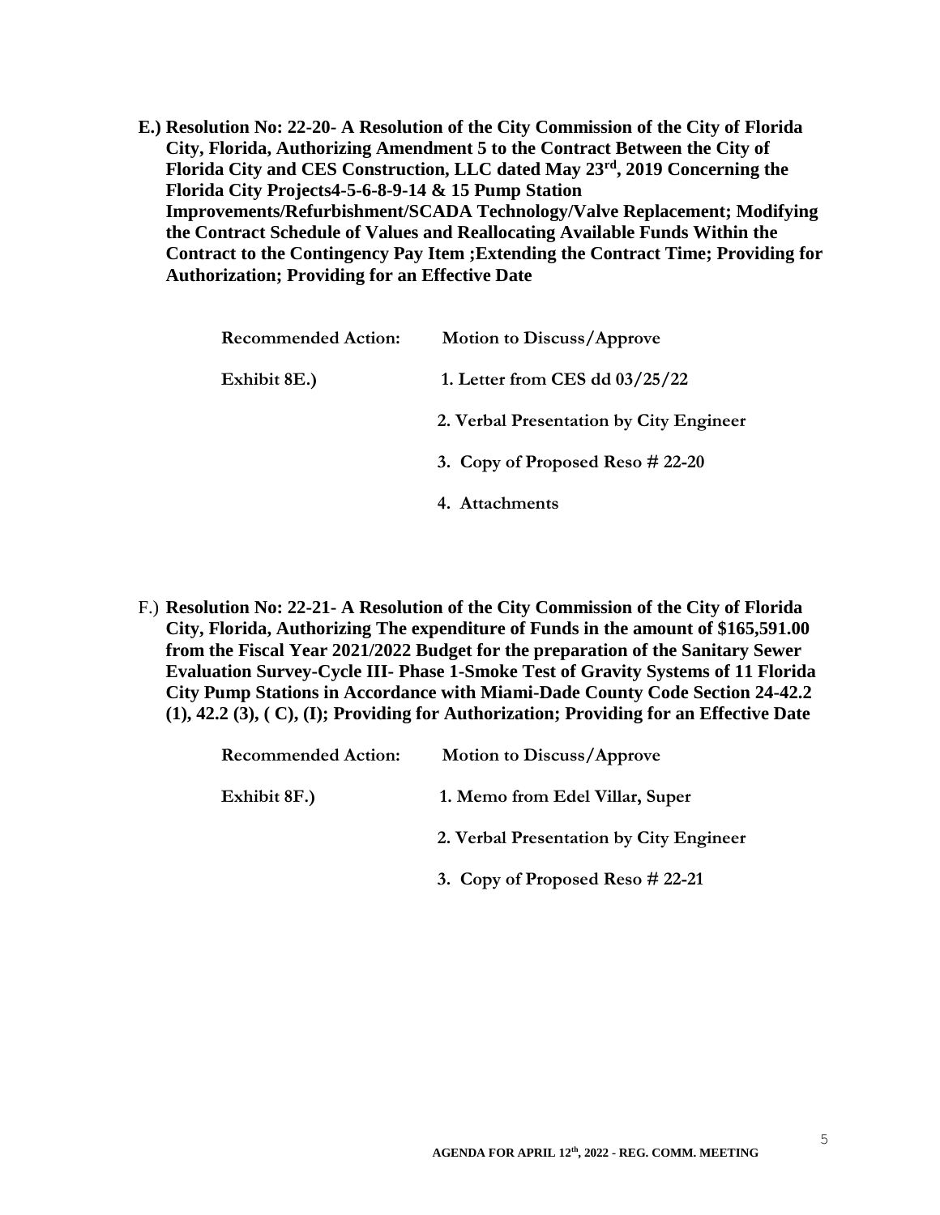**E.) Resolution No: 22-20- A Resolution of the City Commission of the City of Florida City, Florida, Authorizing Amendment 5 to the Contract Between the City of Florida City and CES Construction, LLC dated May 23rd, 2019 Concerning the Florida City Projects4-5-6-8-9-14 & 15 Pump Station Improvements/Refurbishment/SCADA Technology/Valve Replacement; Modifying the Contract Schedule of Values and Reallocating Available Funds Within the Contract to the Contingency Pay Item ;Extending the Contract Time; Providing for Authorization; Providing for an Effective Date**

| | |
|---|---|
| **Recommended Action:** | **Motion to Discuss/Approve** |
| **Exhibit 8E.)** | **1. Letter from CES dd 03/25/22** |
| | **2. Verbal Presentation by City Engineer** |
| | **3. Copy of Proposed Reso # 22-20** |
| | **4. Attachments** |

F.) **Resolution No: 22-21- A Resolution of the City Commission of the City of Florida City, Florida, Authorizing The expenditure of Funds in the amount of $165,591.00 from the Fiscal Year 2021/2022 Budget for the preparation of the Sanitary Sewer Evaluation Survey-Cycle III- Phase 1-Smoke Test of Gravity Systems of 11 Florida City Pump Stations in Accordance with Miami-Dade County Code Section 24-42.2 (1), 42.2 (3), ( C), (I); Providing for Authorization; Providing for an Effective Date**

| | |
|---|---|
| **Recommended Action:** | **Motion to Discuss/Approve** |
| **Exhibit 8F.)** | **1. Memo from Edel Villar, Super** |
| | **2. Verbal Presentation by City Engineer** |
| | **3. Copy of Proposed Reso # 22-21** |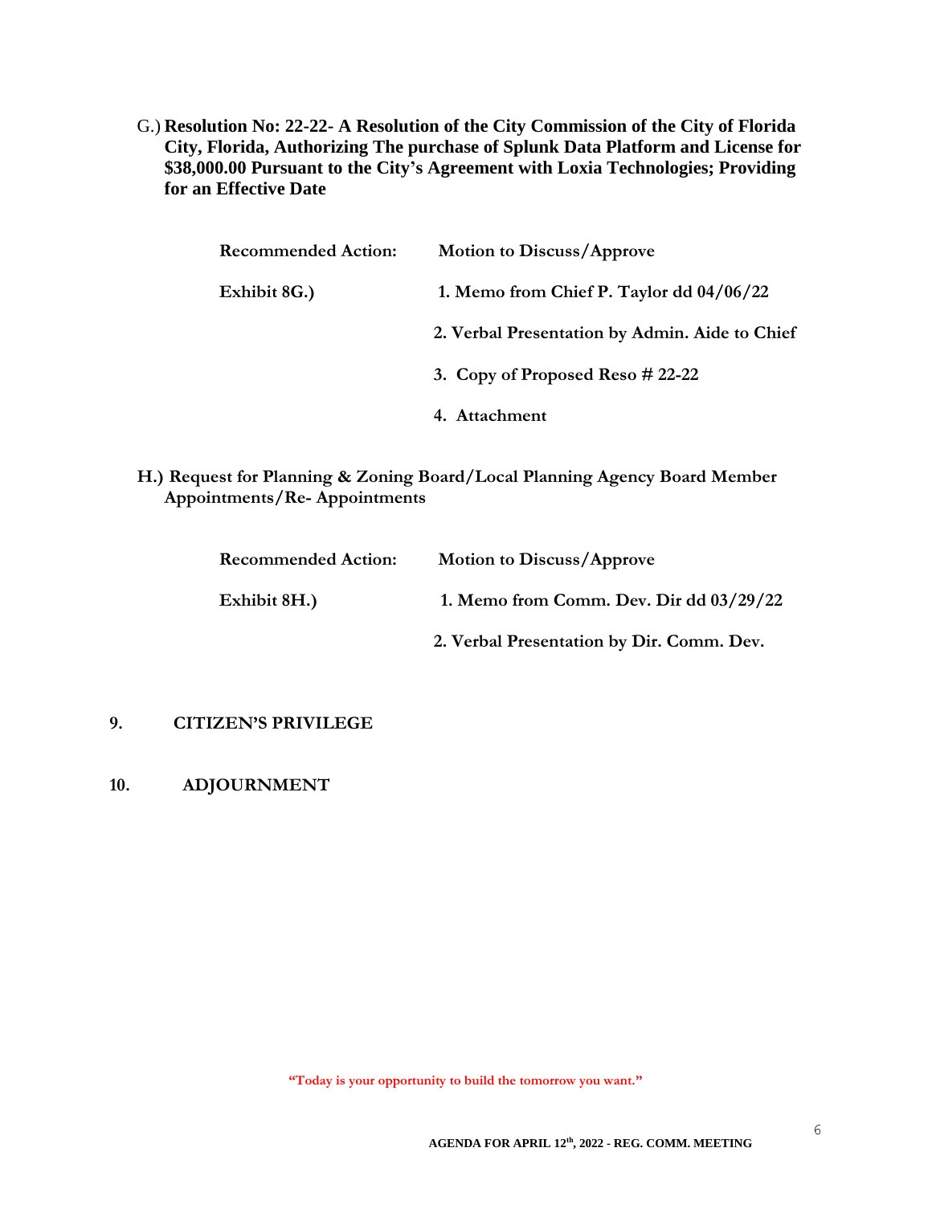G.) **Resolution No: 22-22- A Resolution of the City Commission of the City of Florida City, Florida, Authorizing The purchase of Splunk Data Platform and License for $38,000.00 Pursuant to the City's Agreement with Loxia Technologies; Providing for an Effective Date**

**Recommended Action:** **Motion to Discuss/Approve**

**Exhibit 8G.)**

1. **Memo from Chief P. Taylor dd 04/06/22**
2. **Verbal Presentation by Admin. Aide to Chief**
3. **Copy of Proposed Reso # 22-22**
4. **Attachment**

**H.) Request for Planning & Zoning Board/Local Planning Agency Board Member Appointments/Re- Appointments**

**Recommended Action:** **Motion to Discuss/Approve**

**Exhibit 8H.)**

1. **Memo from Comm. Dev. Dir dd 03/29/22**
2. **Verbal Presentation by Dir. Comm. Dev.**

## 9. CITIZEN'S PRIVILEGE

## 10. ADJOURNMENT

**"Today is your opportunity to build the tomorrow you want."**